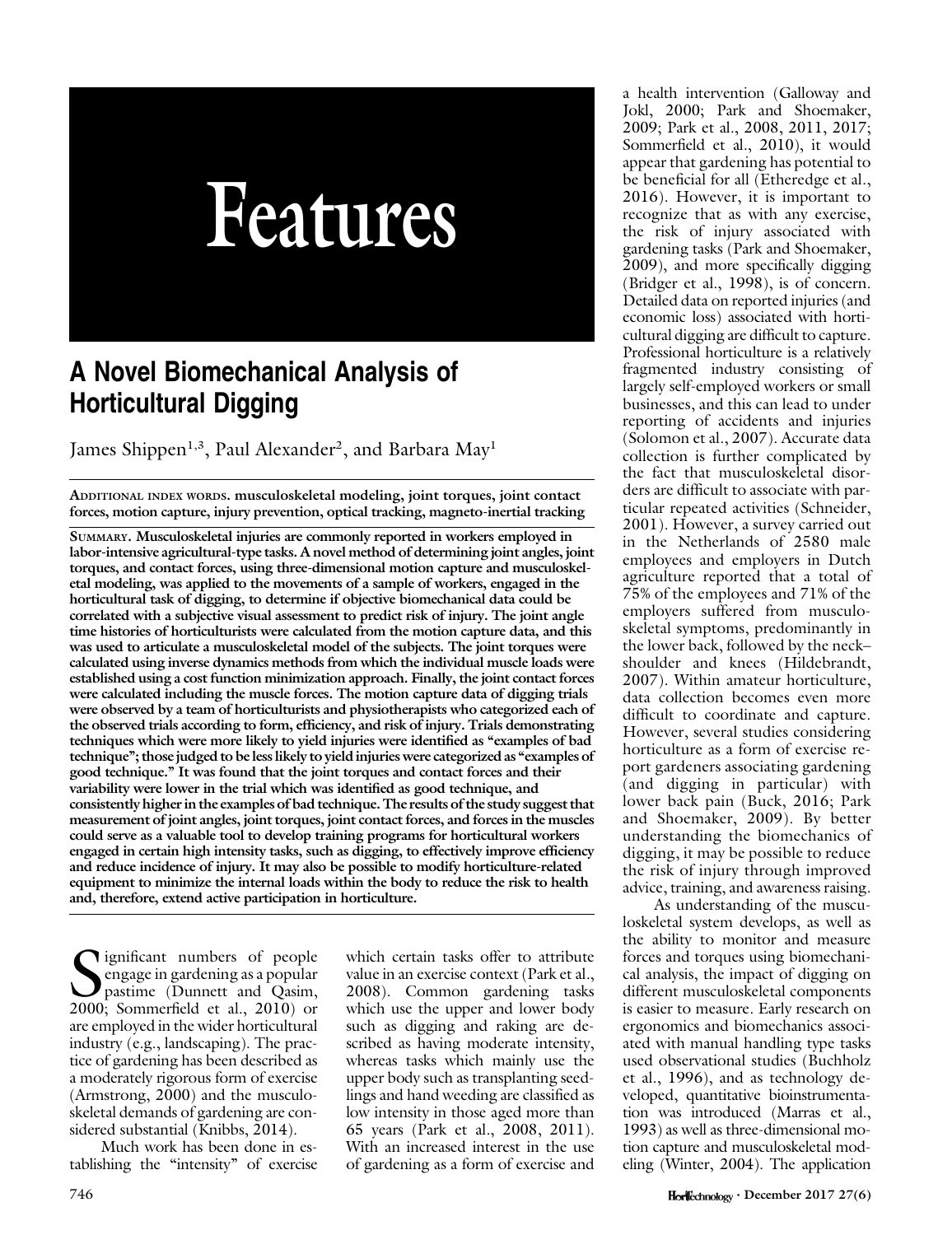# Features

## A Novel Biomechanical Analysis of Horticultural Digging

James Shippen[1,3], Paul Alexander[2], and Barbara May[1]

**Additional index words.** musculoskeletal modeling, joint torques, joint contact forces, motion capture, injury prevention, optical tracking, magneto-inertial tracking

**Summary.** **Musculoskeletal injuries are commonly reported in workers employed in labor-intensive agricultural-type tasks. A novel method of determining joint angles, joint torques, and contact forces, using three-dimensional motion capture and musculoskeletal modeling, was applied to the movements of a sample of workers, engaged in the horticultural task of digging, to determine if objective biomechanical data could be correlated with a subjective visual assessment to predict risk of injury. The joint angle time histories of horticulturists were calculated from the motion capture data, and this was used to articulate a musculoskeletal model of the subjects. The joint torques were calculated using inverse dynamics methods from which the individual muscle loads were established using a cost function minimization approach. Finally, the joint contact forces were calculated including the muscle forces. The motion capture data of digging trials were observed by a team of horticulturists and physiotherapists who categorized each of the observed trials according to form, efficiency, and risk of injury. Trials demonstrating techniques which were more likely to yield injuries were identified as "examples of bad technique"; those judged to be less likely to yield injuries were categorized as "examples of good technique." It was found that the joint torques and contact forces and their variability were lower in the trial which was identified as good technique, and consistently higher in the examples of bad technique. The results of the study suggest that measurement of joint angles, joint torques, joint contact forces, and forces in the muscles could serve as a valuable tool to develop training programs for horticultural workers engaged in certain high intensity tasks, such as digging, to effectively improve efficiency and reduce incidence of injury. It may also be possible to modify horticulture-related equipment to minimize the internal loads within the body to reduce the risk to health and, therefore, extend active participation in horticulture.**

Significant numbers of people engage in gardening as a popular pastime (Dunnett and Qasim, 2000; Sommerfield et al., 2010) or are employed in the wider horticultural industry (e.g., landscaping). The practice of gardening has been described as a moderately rigorous form of exercise (Armstrong, 2000) and the musculoskeletal demands of gardening are considered substantial (Knibbs, 2014).

Much work has been done in establishing the "intensity" of exercise which certain tasks offer to attribute value in an exercise context (Park et al., 2008). Common gardening tasks which use the upper and lower body such as digging and raking are described as having moderate intensity, whereas tasks which mainly use the upper body such as transplanting seedlings and hand weeding are classified as low intensity in those aged more than 65 years (Park et al., 2008, 2011). With an increased interest in the use of gardening as a form of exercise and a health intervention (Galloway and Jokl, 2000; Park and Shoemaker, 2009; Park et al., 2008, 2011, 2017; Sommerfield et al., 2010), it would appear that gardening has potential to be beneficial for all (Etheredge et al., 2016). However, it is important to recognize that as with any exercise, the risk of injury associated with gardening tasks (Park and Shoemaker, 2009), and more specifically digging (Bridger et al., 1998), is of concern. Detailed data on reported injuries (and economic loss) associated with horticultural digging are difficult to capture. Professional horticulture is a relatively fragmented industry consisting of largely self-employed workers or small businesses, and this can lead to under reporting of accidents and injuries (Solomon et al., 2007). Accurate data collection is further complicated by the fact that musculoskeletal disorders are difficult to associate with particular repeated activities (Schneider, 2001). However, a survey carried out in the Netherlands of 2580 male employees and employers in Dutch agriculture reported that a total of 75% of the employees and 71% of the employers suffered from musculoskeletal symptoms, predominantly in the lower back, followed by the neck–shoulder and knees (Hildebrandt, 2007). Within amateur horticulture, data collection becomes even more difficult to coordinate and capture. However, several studies considering horticulture as a form of exercise report gardeners associating gardening (and digging in particular) with lower back pain (Buck, 2016; Park and Shoemaker, 2009). By better understanding the biomechanics of digging, it may be possible to reduce the risk of injury through improved advice, training, and awareness raising.

As understanding of the musculoskeletal system develops, as well as the ability to monitor and measure forces and torques using biomechanical analysis, the impact of digging on different musculoskeletal components is easier to measure. Early research on ergonomics and biomechanics associated with manual handling type tasks used observational studies (Buchholz et al., 1996), and as technology developed, quantitative bioinstrumentation was introduced (Marras et al., 1993) as well as three-dimensional motion capture and musculoskeletal modeling (Winter, 2004). The application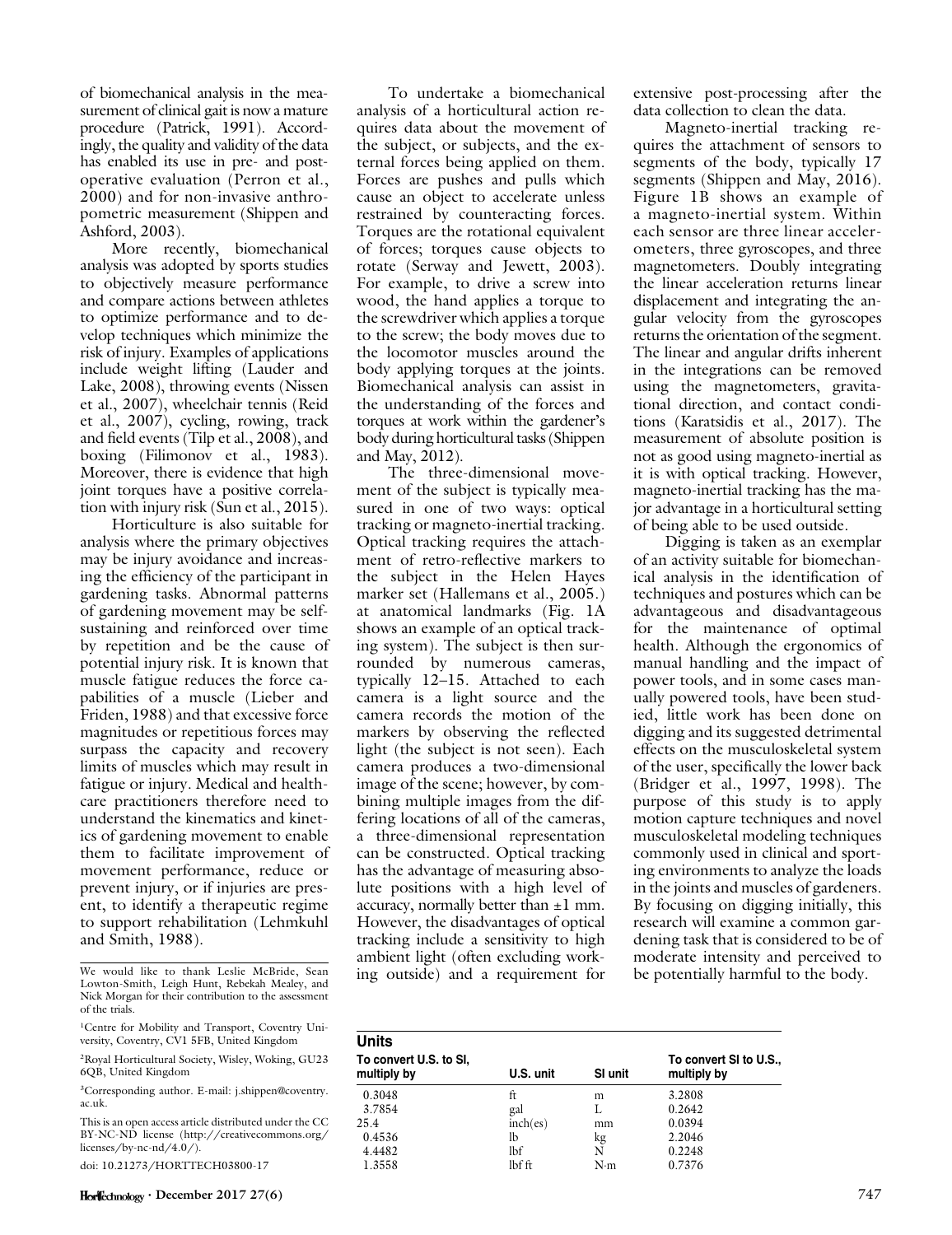of biomechanical analysis in the measurement of clinical gait is now a mature procedure (Patrick, 1991). Accordingly, the quality and validity of the data has enabled its use in pre- and postoperative evaluation (Perron et al., 2000) and for non-invasive anthropometric measurement (Shippen and Ashford, 2003).

More recently, biomechanical analysis was adopted by sports studies to objectively measure performance and compare actions between athletes to optimize performance and to develop techniques which minimize the risk of injury. Examples of applications include weight lifting (Lauder and Lake, 2008), throwing events (Nissen et al., 2007), wheelchair tennis (Reid et al., 2007), cycling, rowing, track and field events (Tilp et al., 2008), and boxing (Filimonov et al., 1983). Moreover, there is evidence that high joint torques have a positive correlation with injury risk (Sun et al., 2015).

Horticulture is also suitable for analysis where the primary objectives may be injury avoidance and increasing the efficiency of the participant in gardening tasks. Abnormal patterns of gardening movement may be self-sustaining and reinforced over time by repetition and be the cause of potential injury risk. It is known that muscle fatigue reduces the force capabilities of a muscle (Lieber and Friden, 1988) and that excessive force magnitudes or repetitious forces may surpass the capacity and recovery limits of muscles which may result in fatigue or injury. Medical and health-care practitioners therefore need to understand the kinematics and kinetics of gardening movement to enable them to facilitate improvement of movement performance, reduce or prevent injury, or if injuries are present, to identify a therapeutic regime to support rehabilitation (Lehmkuhl and Smith, 1988).

To undertake a biomechanical analysis of a horticultural action requires data about the movement of the subject, or subjects, and the external forces being applied on them. Forces are pushes and pulls which cause an object to accelerate unless restrained by counteracting forces. Torques are the rotational equivalent of forces; torques cause objects to rotate (Serway and Jewett, 2003). For example, to drive a screw into wood, the hand applies a torque to the screwdriver which applies a torque to the screw; the body moves due to the locomotor muscles around the body applying torques at the joints. Biomechanical analysis can assist in the understanding of the forces and torques at work within the gardener's body during horticultural tasks (Shippen and May, 2012).

The three-dimensional movement of the subject is typically measured in one of two ways: optical tracking or magneto-inertial tracking. Optical tracking requires the attachment of retro-reflective markers to the subject in the Helen Hayes marker set (Hallemans et al., 2005.) at anatomical landmarks (Fig. 1A shows an example of an optical tracking system). The subject is then surrounded by numerous cameras, typically 12–15. Attached to each camera is a light source and the camera records the motion of the markers by observing the reflected light (the subject is not seen). Each camera produces a two-dimensional image of the scene; however, by combining multiple images from the differing locations of all of the cameras, a three-dimensional representation can be constructed. Optical tracking has the advantage of measuring absolute positions with a high level of accuracy, normally better than ±1 mm. However, the disadvantages of optical tracking include a sensitivity to high ambient light (often excluding working outside) and a requirement for extensive post-processing after the data collection to clean the data.

Magneto-inertial tracking requires the attachment of sensors to segments of the body, typically 17 segments (Shippen and May, 2016). Figure 1B shows an example of a magneto-inertial system. Within each sensor are three linear accelerometers, three gyroscopes, and three magnetometers. Doubly integrating the linear acceleration returns linear displacement and integrating the angular velocity from the gyroscopes returns the orientation of the segment. The linear and angular drifts inherent in the integrations can be removed using the magnetometers, gravitational direction, and contact conditions (Karatsidis et al., 2017). The measurement of absolute position is not as good using magneto-inertial as it is with optical tracking. However, magneto-inertial tracking has the major advantage in a horticultural setting of being able to be used outside.

Digging is taken as an exemplar of an activity suitable for biomechanical analysis in the identification of techniques and postures which can be advantageous and disadvantageous for the maintenance of optimal health. Although the ergonomics of manual handling and the impact of power tools, and in some cases manually powered tools, have been studied, little work has been done on digging and its suggested detrimental effects on the musculoskeletal system of the user, specifically the lower back (Bridger et al., 1997, 1998). The purpose of this study is to apply motion capture techniques and novel musculoskeletal modeling techniques commonly used in clinical and sporting environments to analyze the loads in the joints and muscles of gardeners. By focusing on digging initially, this research will examine a common gardening task that is considered to be of moderate intensity and perceived to be potentially harmful to the body.

We would like to thank Leslie McBride, Sean Lowton-Smith, Leigh Hunt, Rebekah Mealey, and Nick Morgan for their contribution to the assessment of the trials.

[1]Centre for Mobility and Transport, Coventry University, Coventry, CV1 5FB, United Kingdom

[2]Royal Horticultural Society, Wisley, Woking, GU23 6QB, United Kingdom

[3]Corresponding author. E-mail: j.shippen@coventry.ac.uk.

This is an open access article distributed under the CC BY-NC-ND license (http://creativecommons.org/licenses/by-nc-nd/4.0/).

doi: 10.21273/HORTTECH03800-17

**Units**

| To convert U.S. to SI, multiply by | U.S. unit | SI unit | To convert SI to U.S., multiply by |
|---|---|---|---|
| 0.3048 | ft | m | 3.2808 |
| 3.7854 | gal | L | 0.2642 |
| 25.4 | inch(es) | mm | 0.0394 |
| 0.4536 | lb | kg | 2.2046 |
| 4.4482 | lbf | N | 0.2248 |
| 1.3558 | lbf ft | N·m | 0.7376 |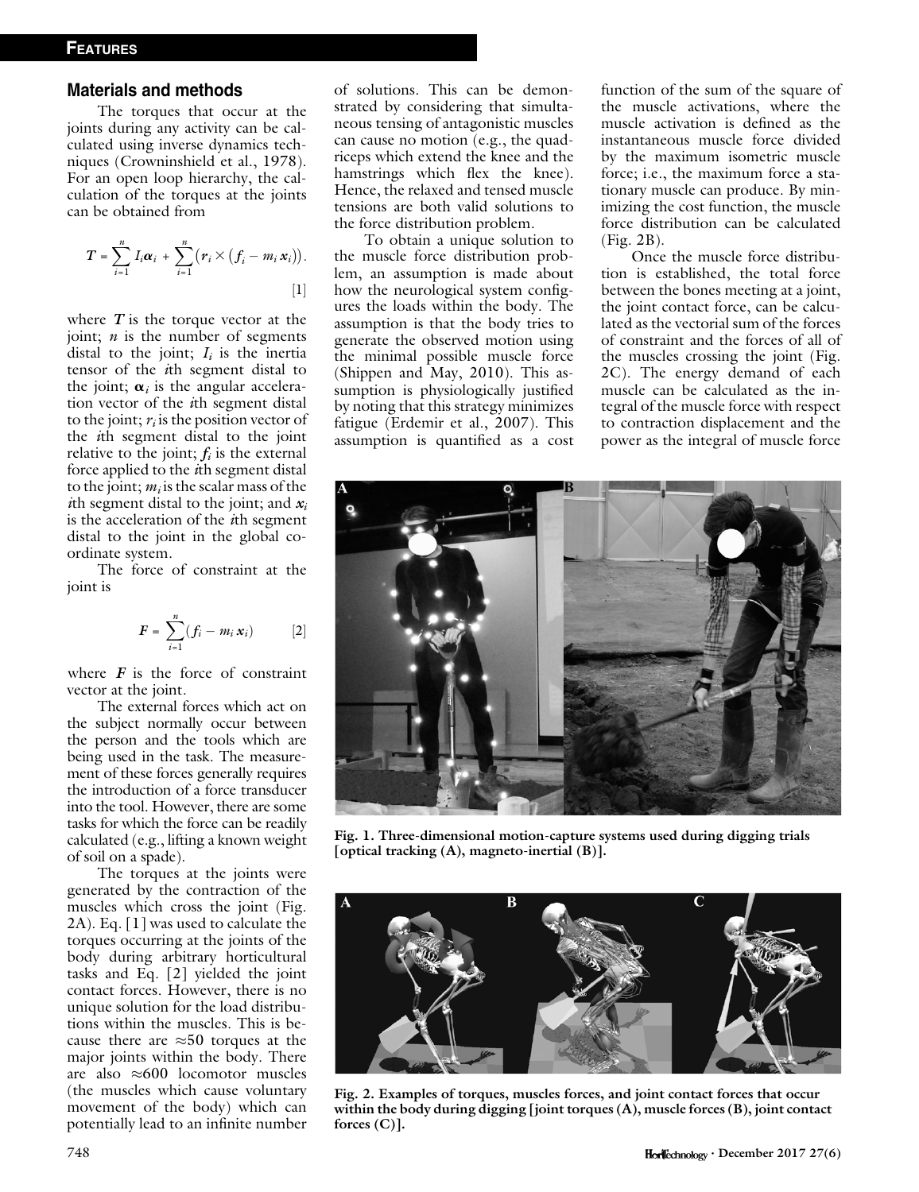## Materials and methods

The torques that occur at the joints during any activity can be calculated using inverse dynamics techniques (Crowninshield et al., 1978). For an open loop hierarchy, the calculation of the torques at the joints can be obtained from

$$\boldsymbol{T} = \sum_{i=1}^{n} I_i \boldsymbol{\alpha}_i + \sum_{i=1}^{n} \left(\boldsymbol{r}_i \times \left(\boldsymbol{f}_i - m_i \boldsymbol{x}_i\right)\right). \quad [1]$$

where $\boldsymbol{T}$ is the torque vector at the joint; $n$ is the number of segments distal to the joint; $I_i$ is the inertia tensor of the $i$th segment distal to the joint; $\boldsymbol{\alpha}_i$ is the angular acceleration vector of the $i$th segment distal to the joint; $r_i$ is the position vector of the $i$th segment distal to the joint relative to the joint; $\boldsymbol{f}_i$ is the external force applied to the $i$th segment distal to the joint; $m_i$ is the scalar mass of the $i$th segment distal to the joint; and $\boldsymbol{x}_i$ is the acceleration of the $i$th segment distal to the joint in the global coordinate system.

The force of constraint at the joint is

$$\boldsymbol{F} = \sum_{i=1}^{n} (\boldsymbol{f}_i - m_i \boldsymbol{x}_i) \quad [2]$$

where $\boldsymbol{F}$ is the force of constraint vector at the joint.

The external forces which act on the subject normally occur between the person and the tools which are being used in the task. The measurement of these forces generally requires the introduction of a force transducer into the tool. However, there are some tasks for which the force can be readily calculated (e.g., lifting a known weight of soil on a spade).

The torques at the joints were generated by the contraction of the muscles which cross the joint (Fig. 2A). Eq. [1] was used to calculate the torques occurring at the joints of the body during arbitrary horticultural tasks and Eq. [2] yielded the joint contact forces. However, there is no unique solution for the load distributions within the muscles. This is because there are ≈50 torques at the major joints within the body. There are ≈600 locomotor muscles (the muscles which cause voluntary movement of the body) which can potentially lead to an infinite number of solutions. This can be demonstrated by considering that simultaneous tensing of antagonistic muscles can cause no motion (e.g., the quadriceps which extend the knee and the hamstrings which flex the knee). Hence, the relaxed and tensed muscle tensions are both valid solutions to the force distribution problem.

To obtain a unique solution to the muscle force distribution problem, an assumption is made about how the neurological system configures the loads within the body. The assumption is that the body tries to generate the observed motion using the minimal possible muscle force (Shippen and May, 2010). This assumption is physiologically justified by noting that this strategy minimizes fatigue (Erdemir et al., 2007). This assumption is quantified as a cost function of the sum of the square of the muscle activations, where the muscle activation is defined as the instantaneous muscle force divided by the maximum isometric muscle force; i.e., the maximum force a stationary muscle can produce. By minimizing the cost function, the muscle force distribution can be calculated (Fig. 2B).

Once the muscle force distribution is established, the total force between the bones meeting at a joint, the joint contact force, can be calculated as the vectorial sum of the forces of constraint and the forces of all of the muscles crossing the joint (Fig. 2C). The energy demand of each muscle can be calculated as the integral of the muscle force with respect to contraction displacement and the power as the integral of muscle force

**Fig. 1. Three-dimensional motion-capture systems used during digging trials [optical tracking (A), magneto-inertial (B)].**

**Fig. 2. Examples of torques, muscles forces, and joint contact forces that occur within the body during digging [joint torques (A), muscle forces (B), joint contact forces (C)].**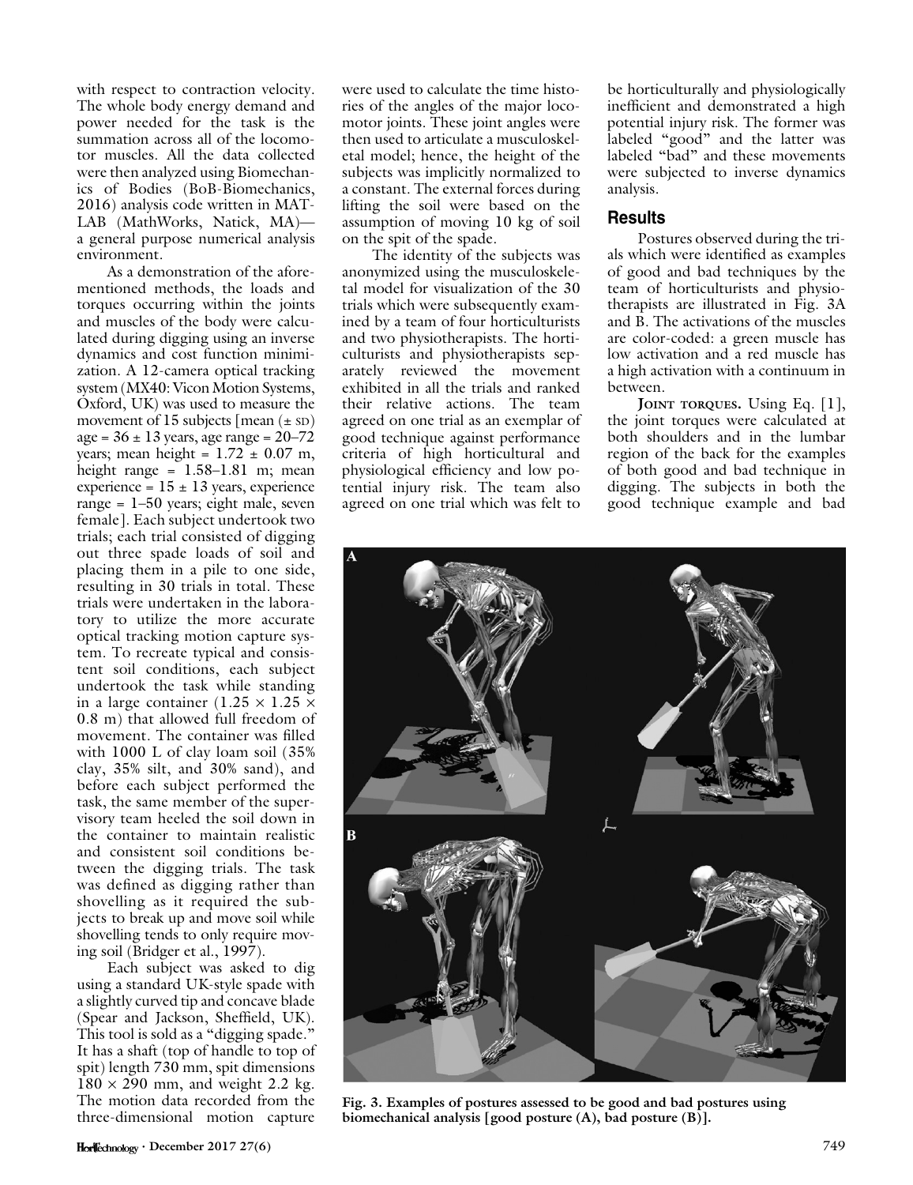with respect to contraction velocity. The whole body energy demand and power needed for the task is the summation across all of the locomotor muscles. All the data collected were then analyzed using Biomechanics of Bodies (BoB-Biomechanics, 2016) analysis code written in MATLAB (MathWorks, Natick, MA)—a general purpose numerical analysis environment.

As a demonstration of the aforementioned methods, the loads and torques occurring within the joints and muscles of the body were calculated during digging using an inverse dynamics and cost function minimization. A 12-camera optical tracking system (MX40: Vicon Motion Systems, Oxford, UK) was used to measure the movement of 15 subjects [mean (± SD) age = 36 ± 13 years, age range = 20–72 years; mean height = 1.72 ± 0.07 m, height range = 1.58–1.81 m; mean experience = 15 ± 13 years, experience range = 1–50 years; eight male, seven female]. Each subject undertook two trials; each trial consisted of digging out three spade loads of soil and placing them in a pile to one side, resulting in 30 trials in total. These trials were undertaken in the laboratory to utilize the more accurate optical tracking motion capture system. To recreate typical and consistent soil conditions, each subject undertook the task while standing in a large container (1.25 × 1.25 × 0.8 m) that allowed full freedom of movement. The container was filled with 1000 L of clay loam soil (35% clay, 35% silt, and 30% sand), and before each subject performed the task, the same member of the supervisory team heeled the soil down in the container to maintain realistic and consistent soil conditions between the digging trials. The task was defined as digging rather than shovelling as it required the subjects to break up and move soil while shovelling tends to only require moving soil (Bridger et al., 1997).

Each subject was asked to dig using a standard UK-style spade with a slightly curved tip and concave blade (Spear and Jackson, Sheffield, UK). This tool is sold as a "digging spade." It has a shaft (top of handle to top of spit) length 730 mm, spit dimensions 180 × 290 mm, and weight 2.2 kg. The motion data recorded from the three-dimensional motion capture were used to calculate the time histories of the angles of the major locomotor joints. These joint angles were then used to articulate a musculoskeletal model; hence, the height of the subjects was implicitly normalized to a constant. The external forces during lifting the soil were based on the assumption of moving 10 kg of soil on the spit of the spade.

The identity of the subjects was anonymized using the musculoskeletal model for visualization of the 30 trials which were subsequently examined by a team of four horticulturists and two physiotherapists. The horticulturists and physiotherapists separately reviewed the movement exhibited in all the trials and ranked their relative actions. The team agreed on one trial as an exemplar of good technique against performance criteria of high horticultural and physiological efficiency and low potential injury risk. The team also agreed on one trial which was felt to be horticulturally and physiologically inefficient and demonstrated a high potential injury risk. The former was labeled "good" and the latter was labeled "bad" and these movements were subjected to inverse dynamics analysis.

## Results

Postures observed during the trials which were identified as examples of good and bad techniques by the team of horticulturists and physiotherapists are illustrated in Fig. 3A and B. The activations of the muscles are color-coded: a green muscle has low activation and a red muscle has a high activation with a continuum in between.

**JOINT TORQUES.** Using Eq. [1], the joint torques were calculated at both shoulders and in the lumbar region of the back for the examples of both good and bad technique in digging. The subjects in both the good technique example and bad

A

B

**Fig. 3. Examples of postures assessed to be good and bad postures using biomechanical analysis [good posture (A), bad posture (B)].**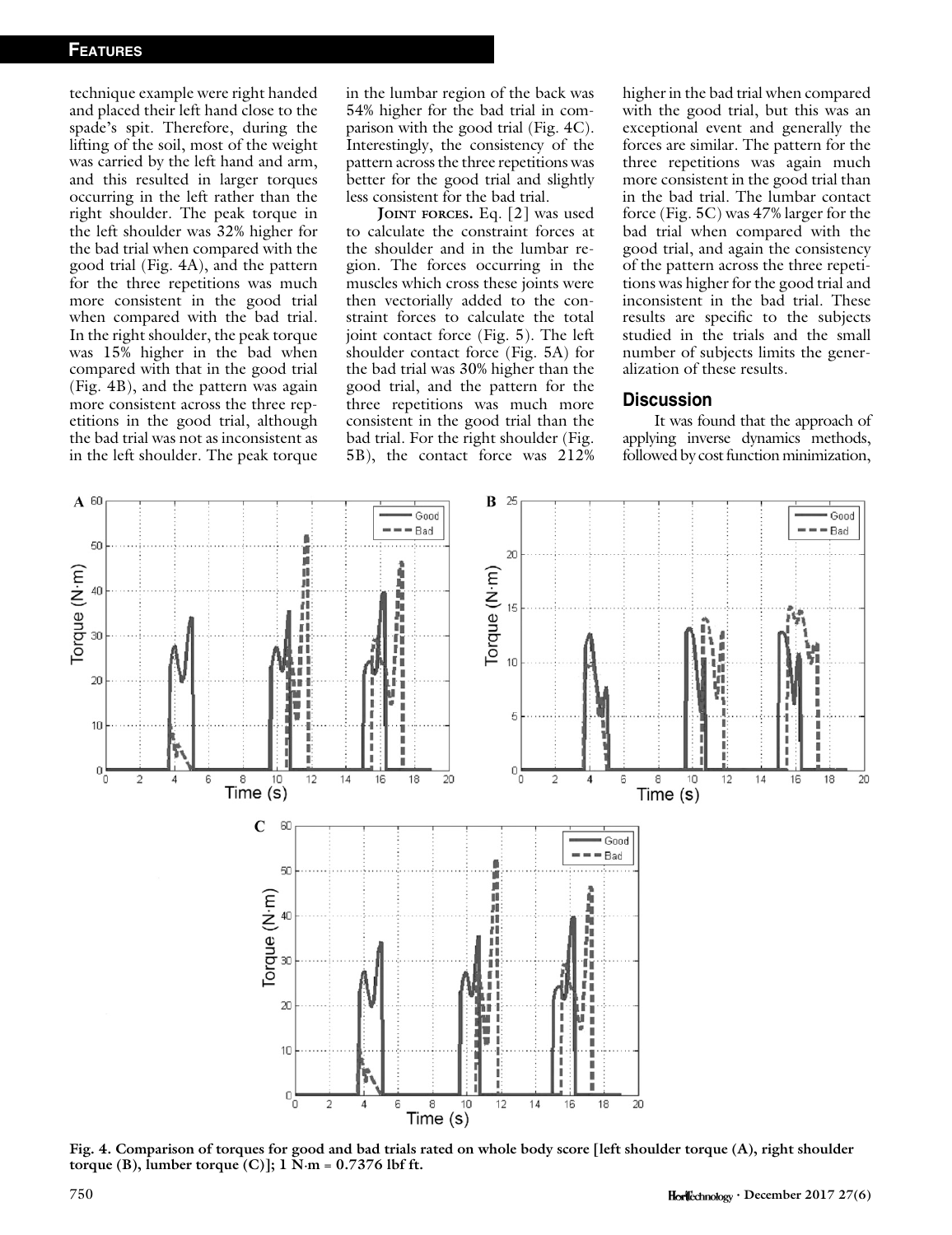technique example were right handed and placed their left hand close to the spade's spit. Therefore, during the lifting of the soil, most of the weight was carried by the left hand and arm, and this resulted in larger torques occurring in the left rather than the right shoulder. The peak torque in the left shoulder was 32% higher for the bad trial when compared with the good trial (Fig. 4A), and the pattern for the three repetitions was much more consistent in the good trial when compared with the bad trial. In the right shoulder, the peak torque was 15% higher in the bad when compared with that in the good trial (Fig. 4B), and the pattern was again more consistent across the three repetitions in the good trial, although the bad trial was not as inconsistent as in the left shoulder. The peak torque in the lumbar region of the back was 54% higher for the bad trial in comparison with the good trial (Fig. 4C). Interestingly, the consistency of the pattern across the three repetitions was better for the good trial and slightly less consistent for the bad trial.

**Joint forces.** Eq. [2] was used to calculate the constraint forces at the shoulder and in the lumbar region. The forces occurring in the muscles which cross these joints were then vectorially added to the constraint forces to calculate the total joint contact force (Fig. 5). The left shoulder contact force (Fig. 5A) for the bad trial was 30% higher than the good trial, and the pattern for the three repetitions was much more consistent in the good trial than the bad trial. For the right shoulder (Fig. 5B), the contact force was 212% higher in the bad trial when compared with the good trial, but this was an exceptional event and generally the forces are similar. The pattern for the three repetitions was again much more consistent in the good trial than in the bad trial. The lumbar contact force (Fig. 5C) was 47% larger for the bad trial when compared with the good trial, and again the consistency of the pattern across the three repetitions was higher for the good trial and inconsistent in the bad trial. These results are specific to the subjects studied in the trials and the small number of subjects limits the generalization of these results.

## Discussion

It was found that the approach of applying inverse dynamics methods, followed by cost function minimization,

A
Torque (N·m)
Time (s)
Good
Bad
0
10
20
30
40
50
60
0 2 4 6 8 10 12 14 16 18 20

B
Torque (N·m)
Time (s)
Good
Bad
0
5
10
15
20
25
0 2 4 6 8 10 12 14 16 18 20

C
Torque (N·m)
Time (s)
Good
Bad
0
10
20
30
40
50
60
0 2 4 6 8 10 12 14 16 18 20

**Fig. 4. Comparison of torques for good and bad trials rated on whole body score [left shoulder torque (A), right shoulder torque (B), lumber torque (C)]; 1 N·m = 0.7376 lbf ft.**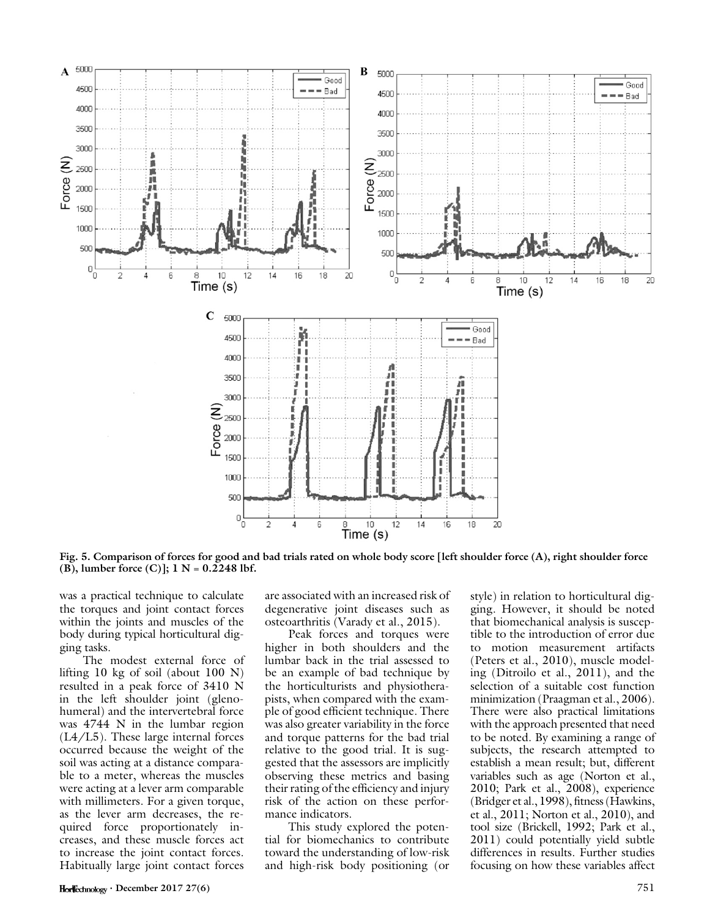A

Good
Bad

Force (N)

5000
4500
4000
3500
3000
2500
2000
1500
1000
500
0

0 2 4 6 8 10 12 14 16 18 20

Time (s)

B

Good
Bad

Force (N)

5000
4500
4000
3500
3000
2500
2000
1500
1000
500
0

0 2 4 6 8 10 12 14 16 18 20

Time (s)

C

Good
Bad

Force (N)

5000
4500
4000
3500
3000
2500
2000
1500
1000
500
0

0 2 4 6 8 10 12 14 16 18 20

Time (s)

**Fig. 5. Comparison of forces for good and bad trials rated on whole body score [left shoulder force (A), right shoulder force (B), lumber force (C)]; 1 N = 0.2248 lbf.**

was a practical technique to calculate the torques and joint contact forces within the joints and muscles of the body during typical horticultural digging tasks.

The modest external force of lifting 10 kg of soil (about 100 N) resulted in a peak force of 3410 N in the left shoulder joint (glenohumeral) and the intervertebral force was 4744 N in the lumbar region (L4/L5). These large internal forces occurred because the weight of the soil was acting at a distance comparable to a meter, whereas the muscles were acting at a lever arm comparable with millimeters. For a given torque, as the lever arm decreases, the required force proportionately increases, and these muscle forces act to increase the joint contact forces. Habitually large joint contact forces are associated with an increased risk of degenerative joint diseases such as osteoarthritis (Varady et al., 2015).

Peak forces and torques were higher in both shoulders and the lumbar back in the trial assessed to be an example of bad technique by the horticulturists and physiotherapists, when compared with the example of good efficient technique. There was also greater variability in the force and torque patterns for the bad trial relative to the good trial. It is suggested that the assessors are implicitly observing these metrics and basing their rating of the efficiency and injury risk of the action on these performance indicators.

This study explored the potential for biomechanics to contribute toward the understanding of low-risk and high-risk body positioning (or style) in relation to horticultural digging. However, it should be noted that biomechanical analysis is susceptible to the introduction of error due to motion measurement artifacts (Peters et al., 2010), muscle modeling (Ditroilo et al., 2011), and the selection of a suitable cost function minimization (Praagman et al., 2006). There were also practical limitations with the approach presented that need to be noted. By examining a range of subjects, the research attempted to establish a mean result; but, different variables such as age (Norton et al., 2010; Park et al., 2008), experience (Bridger et al., 1998), fitness (Hawkins, et al., 2011; Norton et al., 2010), and tool size (Brickell, 1992; Park et al., 2011) could potentially yield subtle differences in results. Further studies focusing on how these variables affect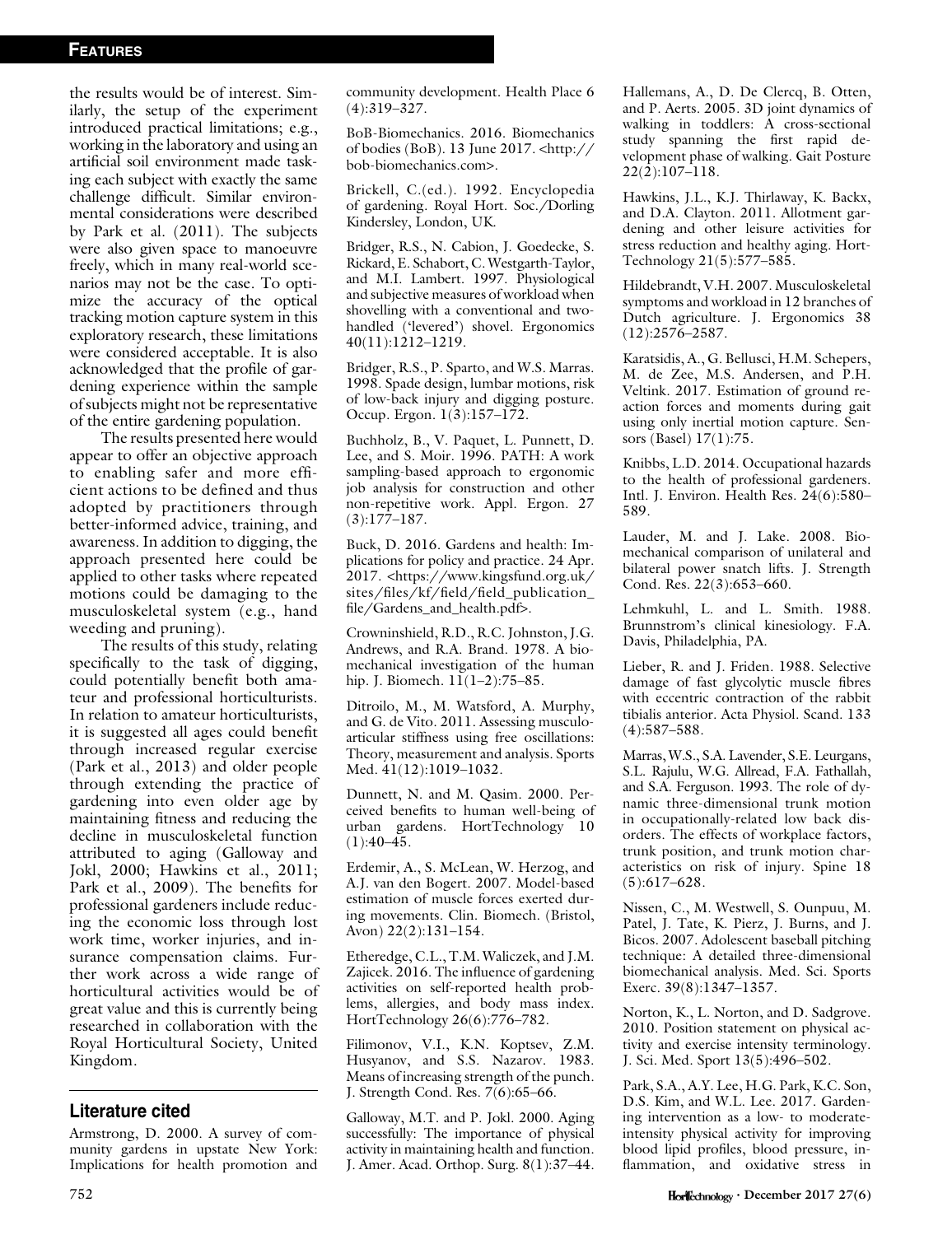the results would be of interest. Similarly, the setup of the experiment introduced practical limitations; e.g., working in the laboratory and using an artificial soil environment made tasking each subject with exactly the same challenge difficult. Similar environmental considerations were described by Park et al. (2011). The subjects were also given space to manoeuvre freely, which in many real-world scenarios may not be the case. To optimize the accuracy of the optical tracking motion capture system in this exploratory research, these limitations were considered acceptable. It is also acknowledged that the profile of gardening experience within the sample of subjects might not be representative of the entire gardening population.

The results presented here would appear to offer an objective approach to enabling safer and more efficient actions to be defined and thus adopted by practitioners through better-informed advice, training, and awareness. In addition to digging, the approach presented here could be applied to other tasks where repeated motions could be damaging to the musculoskeletal system (e.g., hand weeding and pruning).

The results of this study, relating specifically to the task of digging, could potentially benefit both amateur and professional horticulturists. In relation to amateur horticulturists, it is suggested all ages could benefit through increased regular exercise (Park et al., 2013) and older people through extending the practice of gardening into even older age by maintaining fitness and reducing the decline in musculoskeletal function attributed to aging (Galloway and Jokl, 2000; Hawkins et al., 2011; Park et al., 2009). The benefits for professional gardeners include reducing the economic loss through lost work time, worker injuries, and insurance compensation claims. Further work across a wide range of horticultural activities would be of great value and this is currently being researched in collaboration with the Royal Horticultural Society, United Kingdom.

## Literature cited

Armstrong, D. 2000. A survey of community gardens in upstate New York: Implications for health promotion and community development. Health Place 6 (4):319–327.

BoB-Biomechanics. 2016. Biomechanics of bodies (BoB). 13 June 2017. <http://bob-biomechanics.com>.

Brickell, C.(ed.). 1992. Encyclopedia of gardening. Royal Hort. Soc./Dorling Kindersley, London, UK.

Bridger, R.S., N. Cabion, J. Goedecke, S. Rickard, E. Schabort, C. Westgarth-Taylor, and M.I. Lambert. 1997. Physiological and subjective measures of workload when shovelling with a conventional and two-handled ('levered') shovel. Ergonomics 40(11):1212–1219.

Bridger, R.S., P. Sparto, and W.S. Marras. 1998. Spade design, lumbar motions, risk of low-back injury and digging posture. Occup. Ergon. 1(3):157–172.

Buchholz, B., V. Paquet, L. Punnett, D. Lee, and S. Moir. 1996. PATH: A work sampling-based approach to ergonomic job analysis for construction and other non-repetitive work. Appl. Ergon. 27 (3):177–187.

Buck, D. 2016. Gardens and health: Implications for policy and practice. 24 Apr. 2017. <https://www.kingsfund.org.uk/sites/files/kf/field/field_publication_file/Gardens_and_health.pdf>.

Crowninshield, R.D., R.C. Johnston, J.G. Andrews, and R.A. Brand. 1978. A biomechanical investigation of the human hip. J. Biomech. 11(1–2):75–85.

Ditroilo, M., M. Watsford, A. Murphy, and G. de Vito. 2011. Assessing musculo-articular stiffness using free oscillations: Theory, measurement and analysis. Sports Med. 41(12):1019–1032.

Dunnett, N. and M. Qasim. 2000. Perceived benefits to human well-being of urban gardens. HortTechnology 10 (1):40–45.

Erdemir, A., S. McLean, W. Herzog, and A.J. van den Bogert. 2007. Model-based estimation of muscle forces exerted during movements. Clin. Biomech. (Bristol, Avon) 22(2):131–154.

Etheredge, C.L., T.M. Waliczek, and J.M. Zajicek. 2016. The influence of gardening activities on self-reported health problems, allergies, and body mass index. HortTechnology 26(6):776–782.

Filimonov, V.I., K.N. Koptsev, Z.M. Husyanov, and S.S. Nazarov. 1983. Means of increasing strength of the punch. J. Strength Cond. Res. 7(6):65–66.

Galloway, M.T. and P. Jokl. 2000. Aging successfully: The importance of physical activity in maintaining health and function. J. Amer. Acad. Orthop. Surg. 8(1):37–44.

Hallemans, A., D. De Clercq, B. Otten, and P. Aerts. 2005. 3D joint dynamics of walking in toddlers: A cross-sectional study spanning the first rapid development phase of walking. Gait Posture 22(2):107–118.

Hawkins, J.L., K.J. Thirlaway, K. Backx, and D.A. Clayton. 2011. Allotment gardening and other leisure activities for stress reduction and healthy aging. HortTechnology 21(5):577–585.

Hildebrandt, V.H. 2007. Musculoskeletal symptoms and workload in 12 branches of Dutch agriculture. J. Ergonomics 38 (12):2576–2587.

Karatsidis, A., G. Bellusci, H.M. Schepers, M. de Zee, M.S. Andersen, and P.H. Veltink. 2017. Estimation of ground reaction forces and moments during gait using only inertial motion capture. Sensors (Basel) 17(1):75.

Knibbs, L.D. 2014. Occupational hazards to the health of professional gardeners. Intl. J. Environ. Health Res. 24(6):580–589.

Lauder, M. and J. Lake. 2008. Biomechanical comparison of unilateral and bilateral power snatch lifts. J. Strength Cond. Res. 22(3):653–660.

Lehmkuhl, L. and L. Smith. 1988. Brunnstrom's clinical kinesiology. F.A. Davis, Philadelphia, PA.

Lieber, R. and J. Friden. 1988. Selective damage of fast glycolytic muscle fibres with eccentric contraction of the rabbit tibialis anterior. Acta Physiol. Scand. 133 (4):587–588.

Marras, W.S., S.A. Lavender, S.E. Leurgans, S.L. Rajulu, W.G. Allread, F.A. Fathallah, and S.A. Ferguson. 1993. The role of dynamic three-dimensional trunk motion in occupationally-related low back disorders. The effects of workplace factors, trunk position, and trunk motion characteristics on risk of injury. Spine 18 (5):617–628.

Nissen, C., M. Westwell, S. Ounpuu, M. Patel, J. Tate, K. Pierz, J. Burns, and J. Bicos. 2007. Adolescent baseball pitching technique: A detailed three-dimensional biomechanical analysis. Med. Sci. Sports Exerc. 39(8):1347–1357.

Norton, K., L. Norton, and D. Sadgrove. 2010. Position statement on physical activity and exercise intensity terminology. J. Sci. Med. Sport 13(5):496–502.

Park, S.A., A.Y. Lee, H.G. Park, K.C. Son, D.S. Kim, and W.L. Lee. 2017. Gardening intervention as a low- to moderate-intensity physical activity for improving blood lipid profiles, blood pressure, inflammation, and oxidative stress in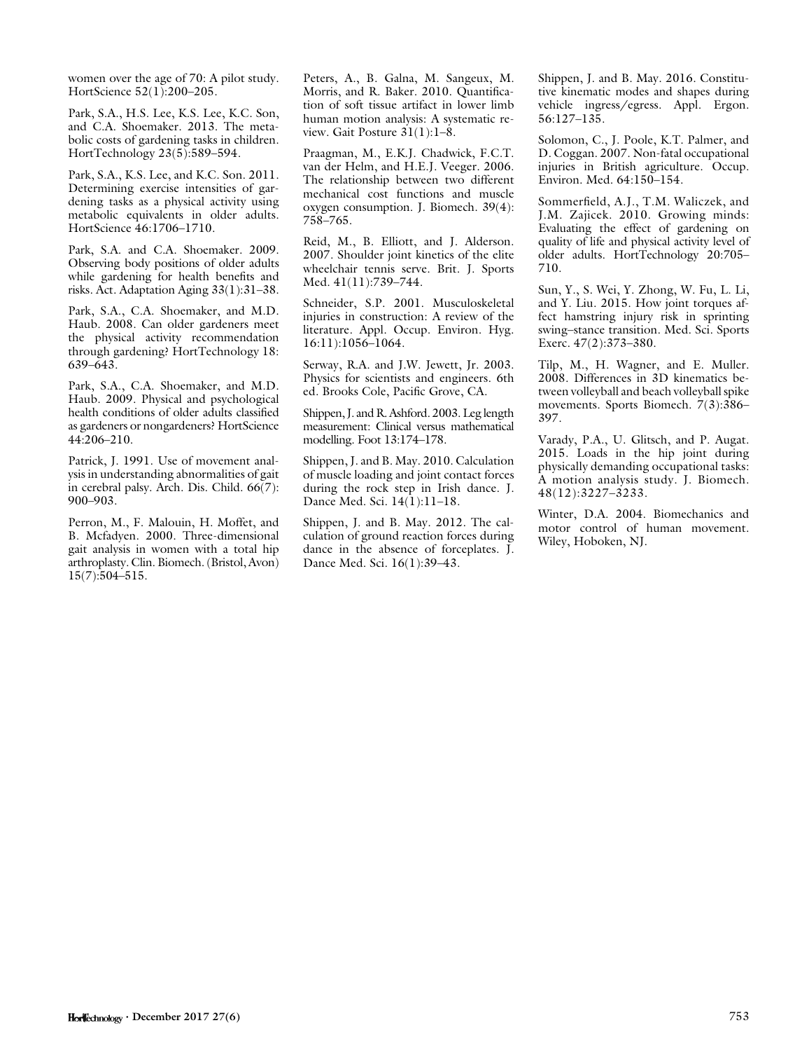women over the age of 70: A pilot study. HortScience 52(1):200–205.

Park, S.A., H.S. Lee, K.S. Lee, K.C. Son, and C.A. Shoemaker. 2013. The metabolic costs of gardening tasks in children. HortTechnology 23(5):589–594.

Park, S.A., K.S. Lee, and K.C. Son. 2011. Determining exercise intensities of gardening tasks as a physical activity using metabolic equivalents in older adults. HortScience 46:1706–1710.

Park, S.A. and C.A. Shoemaker. 2009. Observing body positions of older adults while gardening for health benefits and risks. Act. Adaptation Aging 33(1):31–38.

Park, S.A., C.A. Shoemaker, and M.D. Haub. 2008. Can older gardeners meet the physical activity recommendation through gardening? HortTechnology 18: 639–643.

Park, S.A., C.A. Shoemaker, and M.D. Haub. 2009. Physical and psychological health conditions of older adults classified as gardeners or nongardeners? HortScience 44:206–210.

Patrick, J. 1991. Use of movement analysis in understanding abnormalities of gait in cerebral palsy. Arch. Dis. Child. 66(7): 900–903.

Perron, M., F. Malouin, H. Moffet, and B. Mcfadyen. 2000. Three-dimensional gait analysis in women with a total hip arthroplasty. Clin. Biomech. (Bristol, Avon) 15(7):504–515.

Peters, A., B. Galna, M. Sangeux, M. Morris, and R. Baker. 2010. Quantification of soft tissue artifact in lower limb human motion analysis: A systematic review. Gait Posture 31(1):1–8.

Praagman, M., E.K.J. Chadwick, F.C.T. van der Helm, and H.E.J. Veeger. 2006. The relationship between two different mechanical cost functions and muscle oxygen consumption. J. Biomech. 39(4): 758–765.

Reid, M., B. Elliott, and J. Alderson. 2007. Shoulder joint kinetics of the elite wheelchair tennis serve. Brit. J. Sports Med. 41(11):739–744.

Schneider, S.P. 2001. Musculoskeletal injuries in construction: A review of the literature. Appl. Occup. Environ. Hyg. 16:11):1056–1064.

Serway, R.A. and J.W. Jewett, Jr. 2003. Physics for scientists and engineers. 6th ed. Brooks Cole, Pacific Grove, CA.

Shippen, J. and R. Ashford. 2003. Leg length measurement: Clinical versus mathematical modelling. Foot 13:174–178.

Shippen, J. and B. May. 2010. Calculation of muscle loading and joint contact forces during the rock step in Irish dance. J. Dance Med. Sci. 14(1):11–18.

Shippen, J. and B. May. 2012. The calculation of ground reaction forces during dance in the absence of forceplates. J. Dance Med. Sci. 16(1):39–43.

Shippen, J. and B. May. 2016. Constitutive kinematic modes and shapes during vehicle ingress/egress. Appl. Ergon. 56:127–135.

Solomon, C., J. Poole, K.T. Palmer, and D. Coggan. 2007. Non-fatal occupational injuries in British agriculture. Occup. Environ. Med. 64:150–154.

Sommerfield, A.J., T.M. Waliczek, and J.M. Zajicek. 2010. Growing minds: Evaluating the effect of gardening on quality of life and physical activity level of older adults. HortTechnology 20:705–710.

Sun, Y., S. Wei, Y. Zhong, W. Fu, L. Li, and Y. Liu. 2015. How joint torques affect hamstring injury risk in sprinting swing–stance transition. Med. Sci. Sports Exerc. 47(2):373–380.

Tilp, M., H. Wagner, and E. Muller. 2008. Differences in 3D kinematics between volleyball and beach volleyball spike movements. Sports Biomech. 7(3):386–397.

Varady, P.A., U. Glitsch, and P. Augat. 2015. Loads in the hip joint during physically demanding occupational tasks: A motion analysis study. J. Biomech. 48(12):3227–3233.

Winter, D.A. 2004. Biomechanics and motor control of human movement. Wiley, Hoboken, NJ.